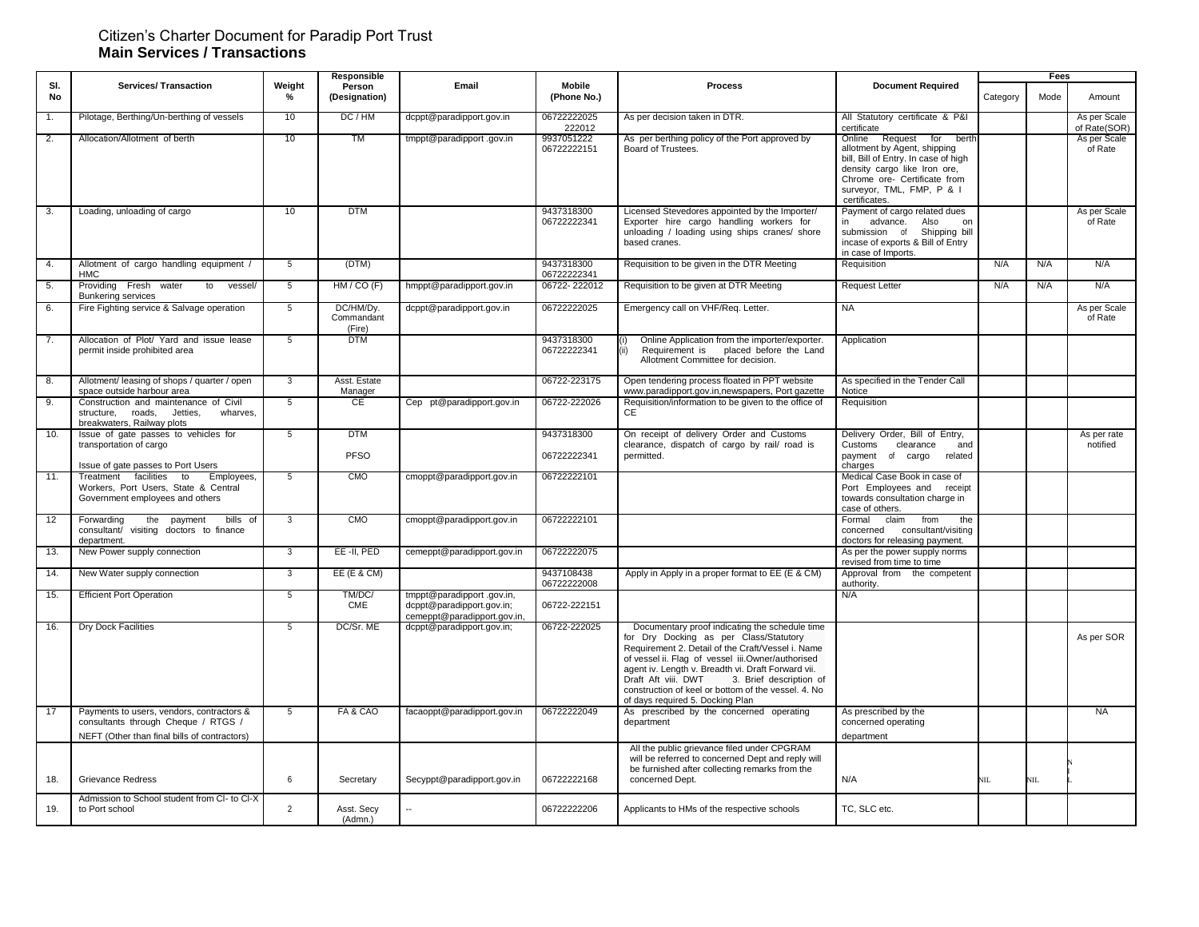Citizen's Charter Document for Paradip Port Trust
**Main Services / Transactions**

| Sl. No | Services/ Transaction | Weight % | Responsible Person (Designation) | Email | Mobile (Phone No.) | Process | Document Required | Fees | | |
|---|---|---|---|---|---|---|---|---|---|---|
| | | | | | | | | Category | Mode | Amount |
| 1. | Pilotage, Berthing/Un-berthing of vessels | 10 | DC / HM | dcppt@paradipport.gov.in | 06722222025 222012 | As per decision taken in DTR. | All Statutory certificate & P&I certificate | | | As per Scale of Rate(SOR) |
| 2. | Allocation/Allotment of berth | 10 | TM | tmppt@paradipport .gov.in | 9937051222 06722222151 | As per berthing policy of the Port approved by Board of Trustees. | Online Request for berth allotment by Agent, shipping bill, Bill of Entry. In case of high density cargo like Iron ore, Chrome ore- Certificate from surveyor, TML, FMP, P & I certificates. | | | As per Scale of Rate |
| 3. | Loading, unloading of cargo | 10 | DTM | | 9437318300 06722222341 | Licensed Stevedores appointed by the Importer/ Exporter hire cargo handling workers for unloading / loading using ships cranes/ shore based cranes. | Payment of cargo related dues in advance. Also on submission of Shipping bill incase of exports & Bill of Entry in case of Imports. | | | As per Scale of Rate |
| 4. | Allotment of cargo handling equipment / HMC | 5 | (DTM) | | 9437318300 06722222341 | Requisition to be given in the DTR Meeting | Requisition | N/A | N/A | N/A |
| 5. | Providing Fresh water to vessel/ Bunkering services | 5 | HM / CO (F) | hmppt@paradipport.gov.in | 06722- 222012 | Requisition to be given at DTR Meeting | Request Letter | N/A | N/A | N/A |
| 6. | Fire Fighting service & Salvage operation | 5 | DC/HM/Dy. Commandant (Fire) | dcppt@paradipport.gov.in | 06722222025 | Emergency call on VHF/Req. Letter. | NA | | | As per Scale of Rate |
| 7. | Allocation of Plot/ Yard and issue lease permit inside prohibited area | 5 | DTM | | 9437318300 06722222341 | (i) Online Application from the importer/exporter. (ii) Requirement is placed before the Land Allotment Committee for decision. | Application | | | |
| 8. | Allotment/ leasing of shops / quarter / open space outside harbour area | 3 | Asst. Estate Manager | | 06722-223175 | Open tendering process floated in PPT website www.paradipport.gov.in,newspapers, Port gazette | As specified in the Tender Call Notice | | | |
| 9. | Construction and maintenance of Civil structure, roads, Jetties, wharves, breakwaters, Railway plots | 5 | CE | Cep pt@paradipport.gov.in | 06722-222026 | Requisition/information to be given to the office of CE | Requisition | | | |
| 10. | Issue of gate passes to vehicles for transportation of cargo<br><br>Issue of gate passes to Port Users | 5 | DTM<br><br>PFSO | | 9437318300<br><br>06722222341 | On receipt of delivery Order and Customs clearance, dispatch of cargo by rail/ road is permitted. | Delivery Order, Bill of Entry, Customs clearance and payment of cargo related charges | | | As per rate notified |
| 11. | Treatment facilities to Employees, Workers, Port Users, State & Central Government employees and others | 5 | CMO | cmoppt@paradipport.gov.in | 06722222101 | | Medical Case Book in case of Port Employees and receipt towards consultation charge in case of others. | | | |
| 12 | Forwarding the payment bills of consultant/ visiting doctors to finance department. | 3 | CMO | cmoppt@paradipport.gov.in | 06722222101 | | Formal claim from the concerned consultant/visiting doctors for releasing payment. | | | |
| 13. | New Power supply connection | 3 | EE -II, PED | cemeppt@paradipport.gov.in | 06722222075 | | As per the power supply norms revised from time to time | | | |
| 14. | New Water supply connection | 3 | EE (E & CM) | | 9437108438 06722222008 | Apply in Apply in a proper format to EE (E & CM) | Approval from the competent authority. | | | |
| 15. | Efficient Port Operation | 5 | TM/DC/ CME | tmppt@paradipport .gov.in, dcppt@paradipport.gov.in; cemeppt@paradipport.gov.in, | 06722-222151 | | N/A | | | |
| 16. | Dry Dock Facilities | 5 | DC/Sr. ME | dcppt@paradipport.gov.in; | 06722-222025 | Documentary proof indicating the schedule time for Dry Docking as per Class/Statutory Requirement 2. Detail of the Craft/Vessel i. Name of vessel ii. Flag of vessel iii.Owner/authorised agent iv. Length v. Breadth vi. Draft Forward vii. Draft Aft viii. DWT 3. Brief description of construction of keel or bottom of the vessel. 4. No of days required 5. Docking Plan | | | | As per SOR |
| 17 | Payments to users, vendors, contractors & consultants through Cheque / RTGS / NEFT (Other than final bills of contractors) | 5 | FA & CAO | facaoppt@paradipport.gov.in | 06722222049 | As prescribed by the concerned operating department | As prescribed by the concerned operating department | | | NA |
| 18. | Grievance Redress | 6 | Secretary | Secyppt@paradipport.gov.in | 06722222168 | All the public grievance filed under CPGRAM will be referred to concerned Dept and reply will be furnished after collecting remarks from the concerned Dept. | N/A | NIL | NIL | NIL |
| 19. | Admission to School student from Cl- to Cl-X to Port school | 2 | Asst. Secy (Admn.) | -- | 06722222206 | Applicants to HMs of the respective schools | TC, SLC etc. | | | |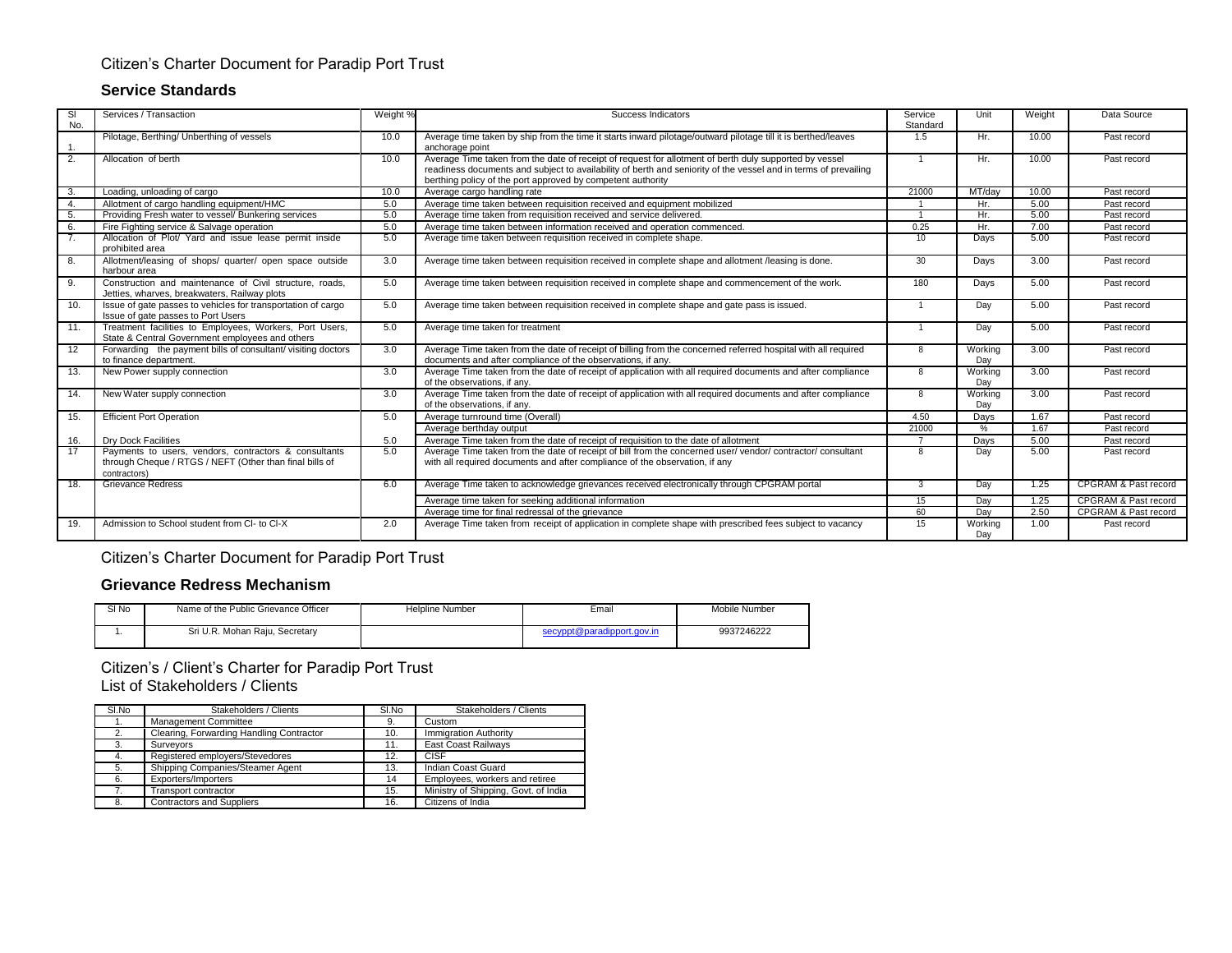## Citizen's Charter Document for Paradip Port Trust

### Service Standards

| Sl No. | Services / Transaction | Weight % | Success Indicators | Service Standard | Unit | Weight | Data Source |
|---|---|---|---|---|---|---|---|
| 1. | Pilotage, Berthing/ Unberthing of vessels | 10.0 | Average time taken by ship from the time it starts inward pilotage/outward pilotage till it is berthed/leaves anchorage point | 1.5 | Hr. | 10.00 | Past record |
| 2. | Allocation of berth | 10.0 | Average Time taken from the date of receipt of request for allotment of berth duly supported by vessel readiness documents and subject to availability of berth and seniority of the vessel and in terms of prevailing berthing policy of the port approved by competent authority | 1 | Hr. | 10.00 | Past record |
| 3. | Loading, unloading of cargo | 10.0 | Average cargo handling rate | 21000 | MT/day | 10.00 | Past record |
| 4. | Allotment of cargo handling equipment/HMC | 5.0 | Average time taken between requisition received and equipment mobilized | 1 | Hr. | 5.00 | Past record |
| 5. | Providing Fresh water to vessel/ Bunkering services | 5.0 | Average time taken from requisition received and service delivered. | 1 | Hr. | 5.00 | Past record |
| 6. | Fire Fighting service & Salvage operation | 5.0 | Average time taken between information received and operation commenced. | 0.25 | Hr. | 7.00 | Past record |
| 7. | Allocation of Plot/ Yard and issue lease permit inside prohibited area | 5.0 | Average time taken between requisition received in complete shape. | 10 | Days | 5.00 | Past record |
| 8. | Allotment/leasing of shops/ quarter/ open space outside harbour area | 3.0 | Average time taken between requisition received in complete shape and allotment /leasing is done. | 30 | Days | 3.00 | Past record |
| 9. | Construction and maintenance of Civil structure, roads, Jetties, wharves, breakwaters, Railway plots | 5.0 | Average time taken between requisition received in complete shape and commencement of the work. | 180 | Days | 5.00 | Past record |
| 10. | Issue of gate passes to vehicles for transportation of cargo Issue of gate passes to Port Users | 5.0 | Average time taken between requisition received in complete shape and gate pass is issued. | 1 | Day | 5.00 | Past record |
| 11. | Treatment facilities to Employees, Workers, Port Users, State & Central Government employees and others | 5.0 | Average time taken for treatment | 1 | Day | 5.00 | Past record |
| 12 | Forwarding the payment bills of consultant/ visiting doctors to finance department. | 3.0 | Average Time taken from the date of receipt of billing from the concerned referred hospital with all required documents and after compliance of the observations, if any. | 8 | Working Day | 3.00 | Past record |
| 13. | New Power supply connection | 3.0 | Average Time taken from the date of receipt of application with all required documents and after compliance of the observations, if any. | 8 | Working Day | 3.00 | Past record |
| 14. | New Water supply connection | 3.0 | Average Time taken from the date of receipt of application with all required documents and after compliance of the observations, if any. | 8 | Working Day | 3.00 | Past record |
| 15. | Efficient Port Operation | 5.0 | Average turnround time (Overall) | 4.50 | Days | 1.67 | Past record |
| | | | Average berthday output | 21000 | % | 1.67 | Past record |
| 16. | Dry Dock Facilities | 5.0 | Average Time taken from the date of receipt of requisition to the date of allotment | 7 | Days | 5.00 | Past record |
| 17 | Payments to users, vendors, contractors & consultants through Cheque / RTGS / NEFT (Other than final bills of contractors) | 5.0 | Average Time taken from the date of receipt of bill from the concerned user/ vendor/ contractor/ consultant with all required documents and after compliance of the observation, if any | 8 | Day | 5.00 | Past record |
| 18. | Grievance Redress | 6.0 | Average Time taken to acknowledge grievances received electronically through CPGRAM portal | 3 | Day | 1.25 | CPGRAM & Past record |
| | | | Average time taken for seeking additional information | 15 | Day | 1.25 | CPGRAM & Past record |
| | | | Average time for final redressal of the grievance | 60 | Day | 2.50 | CPGRAM & Past record |
| 19. | Admission to School student from Cl- to Cl-X | 2.0 | Average Time taken from receipt of application in complete shape with prescribed fees subject to vacancy | 15 | Working Day | 1.00 | Past record |

## Citizen's Charter Document for Paradip Port Trust

### Grievance Redress Mechanism

| Sl No | Name of the Public Grievance Officer | Helpline Number | Email | Mobile Number |
|---|---|---|---|---|
| 1. | Sri U.R. Mohan Raju, Secretary | | secyppt@paradipport.gov.in | 9937246222 |

## Citizen's / Client's Charter for Paradip Port Trust

List of Stakeholders / Clients

| Sl.No | Stakeholders / Clients | Sl.No | Stakeholders / Clients |
|---|---|---|---|
| 1. | Management Committee | 9. | Custom |
| 2. | Clearing, Forwarding Handling Contractor | 10. | Immigration Authority |
| 3. | Surveyors | 11. | East Coast Railways |
| 4. | Registered employers/Stevedores | 12. | CISF |
| 5. | Shipping Companies/Steamer Agent | 13. | Indian Coast Guard |
| 6. | Exporters/Importers | 14 | Employees, workers and retiree |
| 7. | Transport contractor | 15. | Ministry of Shipping, Govt. of India |
| 8. | Contractors and Suppliers | 16. | Citizens of India |